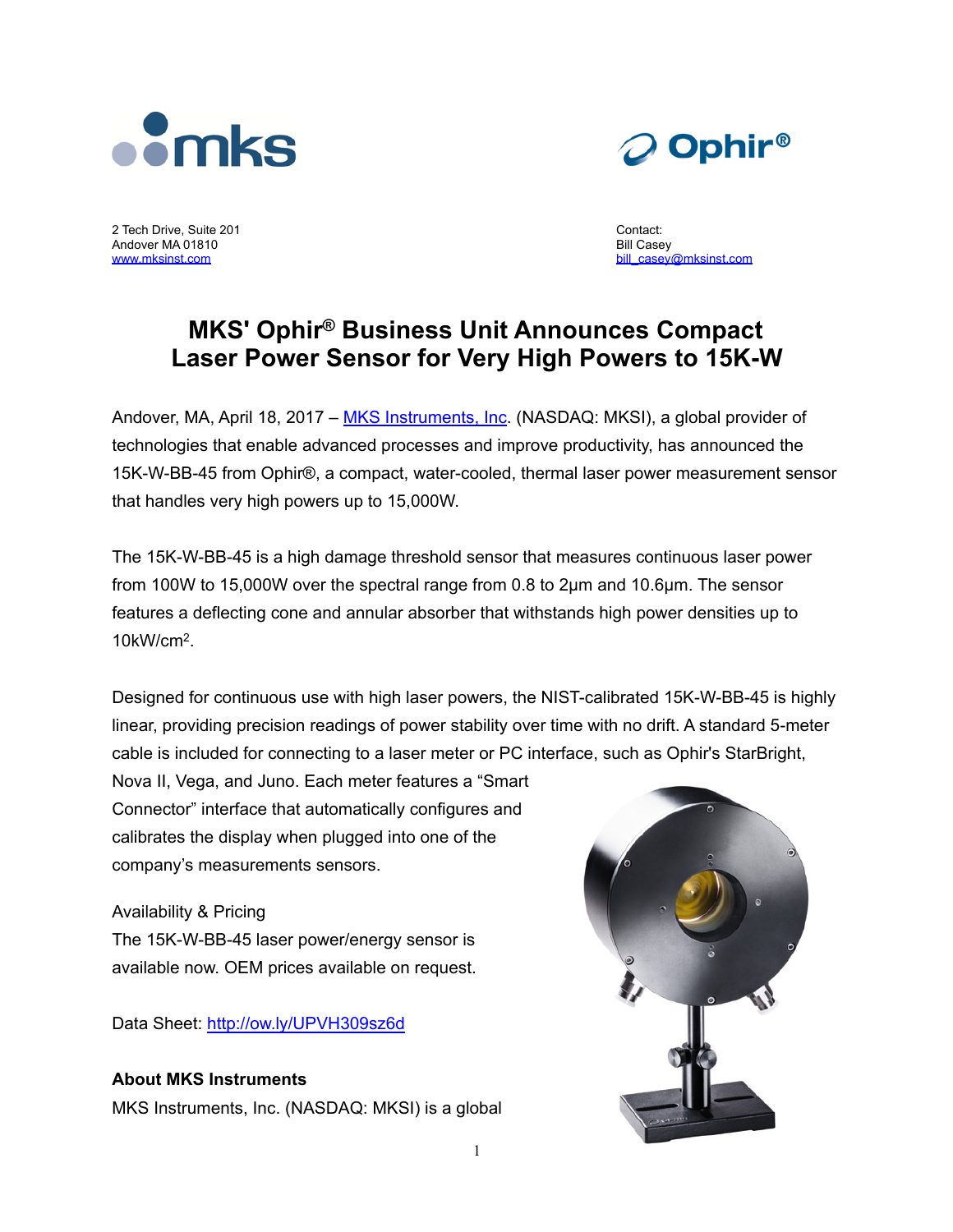2 Tech Drive, Suite 201
Andover MA 01810
[www.mksinst.com](http://www.mksinst.com)

Contact:
Bill Casey
[bill_casey@mksinst.com](mailto:bill_casey@mksinst.com)

# MKS' Ophir® Business Unit Announces Compact Laser Power Sensor for Very High Powers to 15K-W

Andover, MA, April 18, 2017 – [MKS Instruments, Inc](#). (NASDAQ: MKSI), a global provider of technologies that enable advanced processes and improve productivity, has announced the 15K-W-BB-45 from Ophir®, a compact, water-cooled, thermal laser power measurement sensor that handles very high powers up to 15,000W.

The 15K-W-BB-45 is a high damage threshold sensor that measures continuous laser power from 100W to 15,000W over the spectral range from 0.8 to 2µm and 10.6µm. The sensor features a deflecting cone and annular absorber that withstands high power densities up to 10kW/cm$^2$.

Designed for continuous use with high laser powers, the NIST-calibrated 15K-W-BB-45 is highly linear, providing precision readings of power stability over time with no drift. A standard 5-meter cable is included for connecting to a laser meter or PC interface, such as Ophir's StarBright, Nova II, Vega, and Juno. Each meter features a "Smart Connector" interface that automatically configures and calibrates the display when plugged into one of the company's measurements sensors.

Availability & Pricing
The 15K-W-BB-45 laser power/energy sensor is available now. OEM prices available on request.

Data Sheet: [http://ow.ly/UPVH309sz6d](http://ow.ly/UPVH309sz6d)

**About MKS Instruments**

MKS Instruments, Inc. (NASDAQ: MKSI) is a global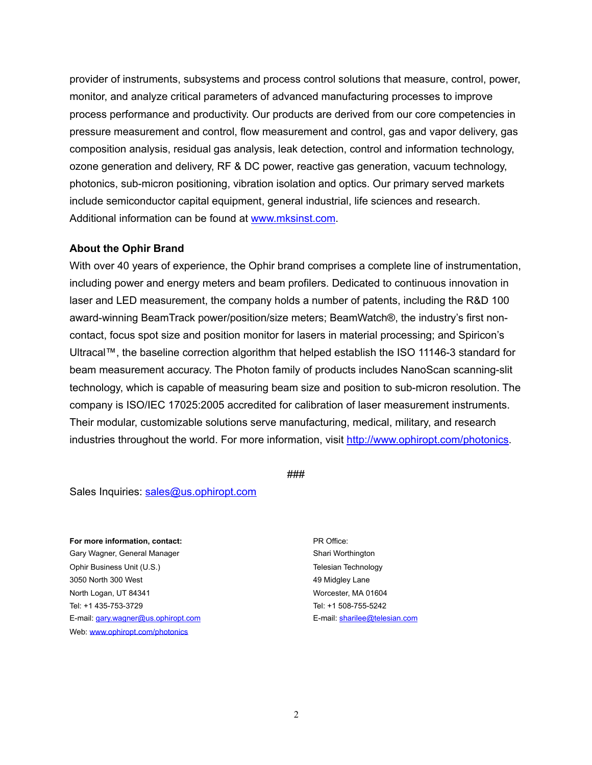provider of instruments, subsystems and process control solutions that measure, control, power, monitor, and analyze critical parameters of advanced manufacturing processes to improve process performance and productivity. Our products are derived from our core competencies in pressure measurement and control, flow measurement and control, gas and vapor delivery, gas composition analysis, residual gas analysis, leak detection, control and information technology, ozone generation and delivery, RF & DC power, reactive gas generation, vacuum technology, photonics, sub-micron positioning, vibration isolation and optics. Our primary served markets include semiconductor capital equipment, general industrial, life sciences and research. Additional information can be found at www.mksinst.com.

**About the Ophir Brand**

With over 40 years of experience, the Ophir brand comprises a complete line of instrumentation, including power and energy meters and beam profilers. Dedicated to continuous innovation in laser and LED measurement, the company holds a number of patents, including the R&D 100 award-winning BeamTrack power/position/size meters; BeamWatch®, the industry's first non-contact, focus spot size and position monitor for lasers in material processing; and Spiricon's Ultracal™, the baseline correction algorithm that helped establish the ISO 11146-3 standard for beam measurement accuracy. The Photon family of products includes NanoScan scanning-slit technology, which is capable of measuring beam size and position to sub-micron resolution. The company is ISO/IEC 17025:2005 accredited for calibration of laser measurement instruments. Their modular, customizable solutions serve manufacturing, medical, military, and research industries throughout the world. For more information, visit http://www.ophiropt.com/photonics.

###

Sales Inquiries: sales@us.ophiropt.com

**For more information, contact:**
Gary Wagner, General Manager
Ophir Business Unit (U.S.)
3050 North 300 West
North Logan, UT 84341
Tel: +1 435-753-3729
E-mail: gary.wagner@us.ophiropt.com
Web: www.ophiropt.com/photonics

PR Office:
Shari Worthington
Telesian Technology
49 Midgley Lane
Worcester, MA 01604
Tel: +1 508-755-5242
E-mail: sharilee@telesian.com